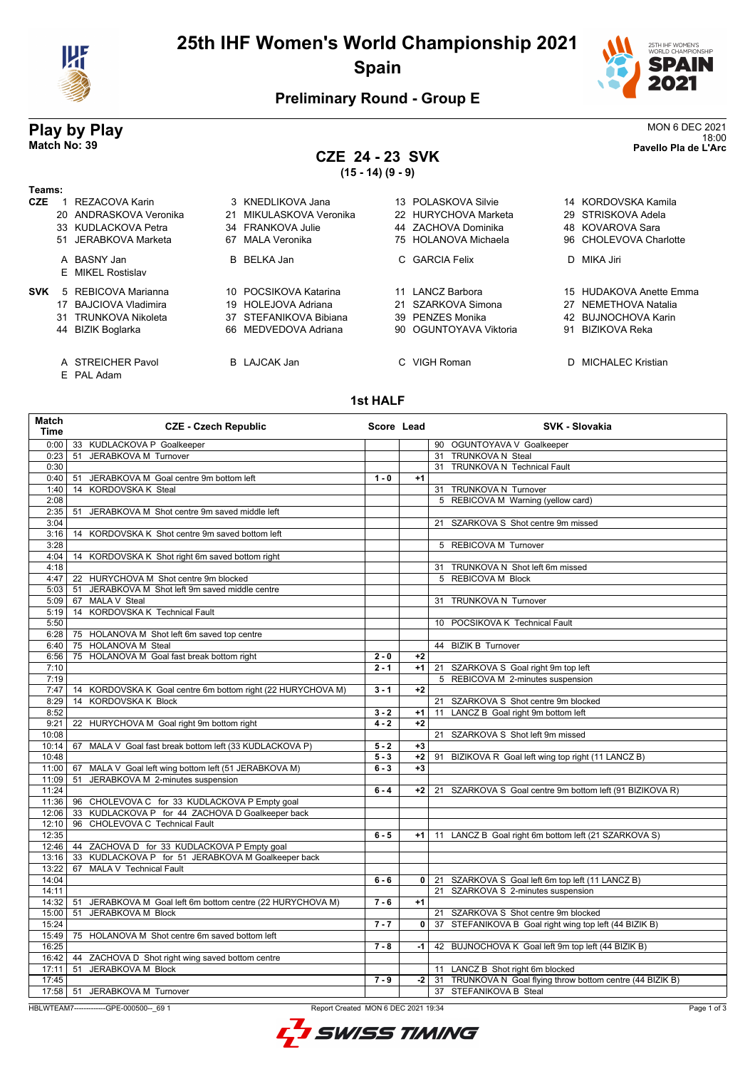# 25th IHF Women's World Championship 2021
## Spain

### Preliminary Round - Group E

## Play by Play

**Match No: 39**

MON 6 DEC 2021
18:00
**Pavello Pla de L'Arc**

### CZE 24 - 23 SVK
**(15 - 14) (9 - 9)**

**Teams:**

**CZE**
1 REZACOVA Karin, 3 KNEDLIKOVA Jana, 13 POLASKOVA Silvie, 14 KORDOVSKA Kamila
20 ANDRASKOVA Veronika, 21 MIKULASKOVA Veronika, 22 HURYCHOVA Marketa, 29 STRISKOVA Adela
33 KUDLACKOVA Petra, 34 FRANKOVA Julie, 44 ZACHOVA Dominika, 48 KOVAROVA Sara
51 JERABKOVA Marketa, 67 MALA Veronika, 75 HOLANOVA Michaela, 96 CHOLEVOVA Charlotte

A BASNY Jan, B BELKA Jan, C GARCIA Felix, D MIKA Jiri
E MIKEL Rostislav

**SVK**
5 REBICOVA Marianna, 10 POCSIKOVA Katarina, 11 LANCZ Barbora, 15 HUDAKOVA Anette Emma
17 BAJCIOVA Vladimira, 19 HOLEJOVA Adriana, 21 SZARKOVA Simona, 27 NEMETHOVA Natalia
31 TRUNKOVA Nikoleta, 37 STEFANIKOVA Bibiana, 39 PENZES Monika, 42 BUJNOCHOVA Karin
44 BIZIK Boglarka, 66 MEDVEDOVA Adriana, 90 OGUNTOYAVA Viktoria, 91 BIZIKOVA Reka

A STREICHER Pavol, B LAJCAK Jan, C VIGH Roman, D MICHALEC Kristian
E PAL Adam

### 1st HALF

| Match Time | CZE - Czech Republic | Score | Lead | SVK - Slovakia |
|---|---|---|---|---|
| 0:00 | 33 KUDLACKOVA P Goalkeeper | | | 90 OGUNTOYAVA V Goalkeeper |
| 0:23 | 51 JERABKOVA M Turnover | | | 31 TRUNKOVA N Steal |
| 0:30 | | | | 31 TRUNKOVA N Technical Fault |
| 0:40 | 51 JERABKOVA M Goal centre 9m bottom left | 1 - 0 | +1 | |
| 1:40 | 14 KORDOVSKA K Steal | | | 31 TRUNKOVA N Turnover |
| 2:08 | | | | 5 REBICOVA M Warning (yellow card) |
| 2:35 | 51 JERABKOVA M Shot centre 9m saved middle left | | | |
| 3:04 | | | | 21 SZARKOVA S Shot centre 9m missed |
| 3:16 | 14 KORDOVSKA K Shot centre 9m saved bottom left | | | |
| 3:28 | | | | 5 REBICOVA M Turnover |
| 4:04 | 14 KORDOVSKA K Shot right 6m saved bottom right | | | |
| 4:18 | | | | 31 TRUNKOVA N Shot left 6m missed |
| 4:47 | 22 HURYCHOVA M Shot centre 9m blocked | | | 5 REBICOVA M Block |
| 5:03 | 51 JERABKOVA M Shot left 9m saved middle centre | | | |
| 5:09 | 67 MALA V Steal | | | 31 TRUNKOVA N Turnover |
| 5:19 | 14 KORDOVSKA K Technical Fault | | | |
| 5:50 | | | | 10 POCSIKOVA K Technical Fault |
| 6:28 | 75 HOLANOVA M Shot left 6m saved top centre | | | |
| 6:40 | 75 HOLANOVA M Steal | | | 44 BIZIK B Turnover |
| 6:56 | 75 HOLANOVA M Goal fast break bottom right | 2 - 0 | +2 | |
| 7:10 | | 2 - 1 | +1 | 21 SZARKOVA S Goal right 9m top left |
| 7:19 | | | | 5 REBICOVA M 2-minutes suspension |
| 7:47 | 14 KORDOVSKA K Goal centre 6m bottom right (22 HURYCHOVA M) | 3 - 1 | +2 | |
| 8:29 | 14 KORDOVSKA K Block | | | 21 SZARKOVA S Shot centre 9m blocked |
| 8:52 | | 3 - 2 | +1 | 11 LANCZ B Goal right 9m bottom left |
| 9:21 | 22 HURYCHOVA M Goal right 9m bottom right | 4 - 2 | +2 | |
| 10:08 | | | | 21 SZARKOVA S Shot left 9m missed |
| 10:14 | 67 MALA V Goal fast break bottom left (33 KUDLACKOVA P) | 5 - 2 | +3 | |
| 10:48 | | 5 - 3 | +2 | 91 BIZIKOVA R Goal left wing top right (11 LANCZ B) |
| 11:00 | 67 MALA V Goal left wing bottom left (51 JERABKOVA M) | 6 - 3 | +3 | |
| 11:09 | 51 JERABKOVA M 2-minutes suspension | | | |
| 11:24 | | 6 - 4 | +2 | 21 SZARKOVA S Goal centre 9m bottom left (91 BIZIKOVA R) |
| 11:36 | 96 CHOLEVOVA C for 33 KUDLACKOVA P Empty goal | | | |
| 12:06 | 33 KUDLACKOVA P for 44 ZACHOVA D Goalkeeper back | | | |
| 12:10 | 96 CHOLEVOVA C Technical Fault | | | |
| 12:35 | | 6 - 5 | +1 | 11 LANCZ B Goal right 6m bottom left (21 SZARKOVA S) |
| 12:46 | 44 ZACHOVA D for 33 KUDLACKOVA P Empty goal | | | |
| 13:16 | 33 KUDLACKOVA P for 51 JERABKOVA M Goalkeeper back | | | |
| 13:22 | 67 MALA V Technical Fault | | | |
| 14:04 | | 6 - 6 | 0 | 21 SZARKOVA S Goal left 6m top left (11 LANCZ B) |
| 14:11 | | | | 21 SZARKOVA S 2-minutes suspension |
| 14:32 | 51 JERABKOVA M Goal left 6m bottom centre (22 HURYCHOVA M) | 7 - 6 | +1 | |
| 15:00 | 51 JERABKOVA M Block | | | 21 SZARKOVA S Shot centre 9m blocked |
| 15:24 | | 7 - 7 | 0 | 37 STEFANIKOVA B Goal right wing top left (44 BIZIK B) |
| 15:49 | 75 HOLANOVA M Shot centre 6m saved bottom left | | | |
| 16:25 | | 7 - 8 | -1 | 42 BUJNOCHOVA K Goal left 9m top left (44 BIZIK B) |
| 16:42 | 44 ZACHOVA D Shot right wing saved bottom centre | | | |
| 17:11 | 51 JERABKOVA M Block | | | 11 LANCZ B Shot right 6m blocked |
| 17:45 | | 7 - 9 | -2 | 31 TRUNKOVA N Goal flying throw bottom centre (44 BIZIK B) |
| 17:58 | 51 JERABKOVA M Turnover | | | 37 STEFANIKOVA B Steal |

HBLWTEAM7-------------GPE-000500--_69 1 Report Created MON 6 DEC 2021 19:34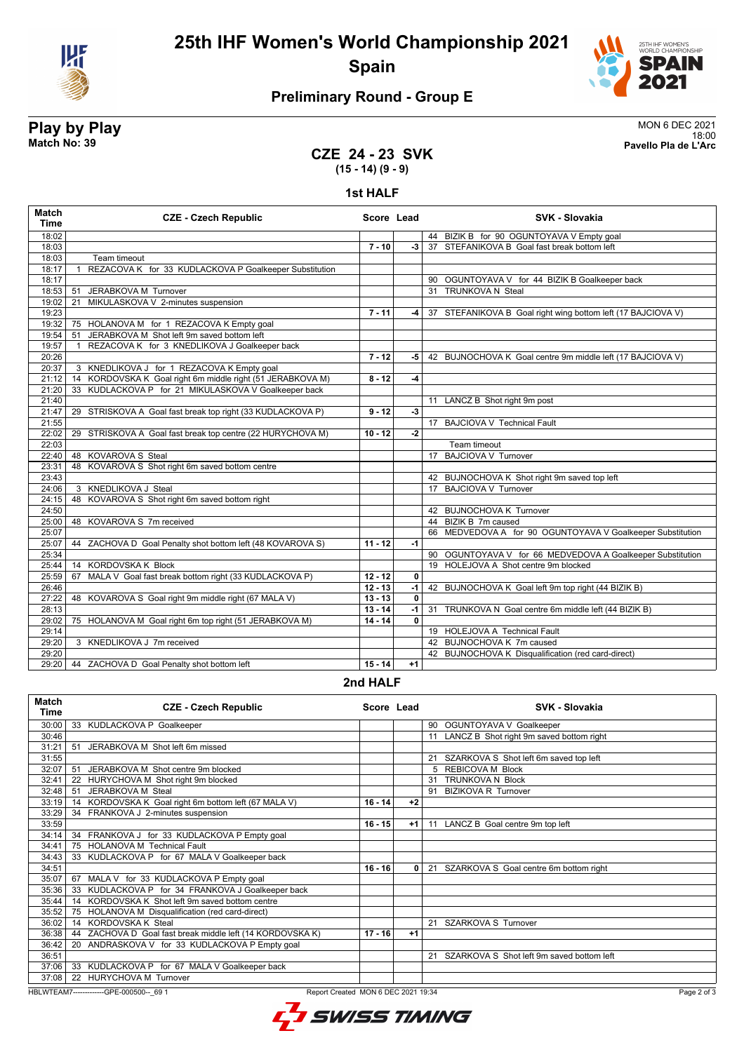# 25th IHF Women's World Championship 2021

## Spain

### Preliminary Round - Group E

**Play by Play**
**Match No: 39**

MON 6 DEC 2021
18:00
**Pavello Pla de L'Arc**

## CZE 24 - 23 SVK
**(15 - 14) (9 - 9)**

### 1st HALF

| Match Time | CZE - Czech Republic | Score | Lead | SVK - Slovakia |
|---|---|---|---|---|
| 18:02 | | | | 44 BIZIK B for 90 OGUNTOYAVA V Empty goal |
| 18:03 | | 7 - 10 | -3 | 37 STEFANIKOVA B Goal fast break bottom left |
| 18:03 | Team timeout | | | |
| 18:17 | 1 REZACOVA K for 33 KUDLACKOVA P Goalkeeper Substitution | | | |
| 18:17 | | | | 90 OGUNTOYAVA V for 44 BIZIK B Goalkeeper back |
| 18:53 | 51 JERABKOVA M Turnover | | | 31 TRUNKOVA N Steal |
| 19:02 | 21 MIKULASKOVA V 2-minutes suspension | | | |
| 19:23 | | 7 - 11 | -4 | 37 STEFANIKOVA B Goal right wing bottom left (17 BAJCIOVA V) |
| 19:32 | 75 HOLANOVA M for 1 REZACOVA K Empty goal | | | |
| 19:54 | 51 JERABKOVA M Shot left 9m saved bottom left | | | |
| 19:57 | 1 REZACOVA K for 3 KNEDLIKOVA J Goalkeeper back | | | |
| 20:26 | | 7 - 12 | -5 | 42 BUJNOCHOVA K Goal centre 9m middle left (17 BAJCIOVA V) |
| 20:37 | 3 KNEDLIKOVA J for 1 REZACOVA K Empty goal | | | |
| 21:12 | 14 KORDOVSKA K Goal right 6m middle right (51 JERABKOVA M) | 8 - 12 | -4 | |
| 21:20 | 33 KUDLACKOVA P for 21 MIKULASKOVA V Goalkeeper back | | | |
| 21:40 | | | | 11 LANCZ B Shot right 9m post |
| 21:47 | 29 STRISKOVA A Goal fast break top right (33 KUDLACKOVA P) | 9 - 12 | -3 | |
| 21:55 | | | | 17 BAJCIOVA V Technical Fault |
| 22:02 | 29 STRISKOVA A Goal fast break top centre (22 HURYCHOVA M) | 10 - 12 | -2 | |
| 22:03 | | | | Team timeout |
| 22:40 | 48 KOVAROVA S Steal | | | 17 BAJCIOVA V Turnover |
| 23:31 | 48 KOVAROVA S Shot right 6m saved bottom centre | | | |
| 23:43 | | | | 42 BUJNOCHOVA K Shot right 9m saved top left |
| 24:06 | 3 KNEDLIKOVA J Steal | | | 17 BAJCIOVA V Turnover |
| 24:15 | 48 KOVAROVA S Shot right 6m saved bottom right | | | |
| 24:50 | | | | 42 BUJNOCHOVA K Turnover |
| 25:00 | 48 KOVAROVA S 7m received | | | 44 BIZIK B 7m caused |
| 25:07 | | | | 66 MEDVEDOVA A for 90 OGUNTOYAVA V Goalkeeper Substitution |
| 25:07 | 44 ZACHOVA D Goal Penalty shot bottom left (48 KOVAROVA S) | 11 - 12 | -1 | |
| 25:34 | | | | 90 OGUNTOYAVA V for 66 MEDVEDOVA A Goalkeeper Substitution |
| 25:44 | 14 KORDOVSKA K Block | | | 19 HOLEJOVA A Shot centre 9m blocked |
| 25:59 | 67 MALA V Goal fast break bottom right (33 KUDLACKOVA P) | 12 - 12 | 0 | |
| 26:46 | | 12 - 13 | -1 | 42 BUJNOCHOVA K Goal left 9m top right (44 BIZIK B) |
| 27:22 | 48 KOVAROVA S Goal right 9m middle right (67 MALA V) | 13 - 13 | 0 | |
| 28:13 | | 13 - 14 | -1 | 31 TRUNKOVA N Goal centre 6m middle left (44 BIZIK B) |
| 29:02 | 75 HOLANOVA M Goal right 6m top right (51 JERABKOVA M) | 14 - 14 | 0 | |
| 29:14 | | | | 19 HOLEJOVA A Technical Fault |
| 29:20 | 3 KNEDLIKOVA J 7m received | | | 42 BUJNOCHOVA K 7m caused |
| 29:20 | | | | 42 BUJNOCHOVA K Disqualification (red card-direct) |
| 29:20 | 44 ZACHOVA D Goal Penalty shot bottom left | 15 - 14 | +1 | |

### 2nd HALF

| Match Time | CZE - Czech Republic | Score | Lead | SVK - Slovakia |
|---|---|---|---|---|
| 30:00 | 33 KUDLACKOVA P Goalkeeper | | | 90 OGUNTOYAVA V Goalkeeper |
| 30:46 | | | | 11 LANCZ B Shot right 9m saved bottom right |
| 31:21 | 51 JERABKOVA M Shot left 6m missed | | | |
| 31:55 | | | | 21 SZARKOVA S Shot left 6m saved top left |
| 32:07 | 51 JERABKOVA M Shot centre 9m blocked | | | 5 REBICOVA M Block |
| 32:41 | 22 HURYCHOVA M Shot right 9m blocked | | | 31 TRUNKOVA N Block |
| 32:48 | 51 JERABKOVA M Steal | | | 91 BIZIKOVA R Turnover |
| 33:19 | 14 KORDOVSKA K Goal right 6m bottom left (67 MALA V) | 16 - 14 | +2 | |
| 33:29 | 34 FRANKOVA J 2-minutes suspension | | | |
| 33:59 | | 16 - 15 | +1 | 11 LANCZ B Goal centre 9m top left |
| 34:14 | 34 FRANKOVA J for 33 KUDLACKOVA P Empty goal | | | |
| 34:41 | 75 HOLANOVA M Technical Fault | | | |
| 34:43 | 33 KUDLACKOVA P for 67 MALA V Goalkeeper back | | | |
| 34:51 | | 16 - 16 | 0 | 21 SZARKOVA S Goal centre 6m bottom right |
| 35:07 | 67 MALA V for 33 KUDLACKOVA P Empty goal | | | |
| 35:36 | 33 KUDLACKOVA P for 34 FRANKOVA J Goalkeeper back | | | |
| 35:44 | 14 KORDOVSKA K Shot left 9m saved bottom centre | | | |
| 35:52 | 75 HOLANOVA M Disqualification (red card-direct) | | | |
| 36:02 | 14 KORDOVSKA K Steal | | | 21 SZARKOVA S Turnover |
| 36:38 | 44 ZACHOVA D Goal fast break middle left (14 KORDOVSKA K) | 17 - 16 | +1 | |
| 36:42 | 20 ANDRASKOVA V for 33 KUDLACKOVA P Empty goal | | | |
| 36:51 | | | | 21 SZARKOVA S Shot left 9m saved bottom left |
| 37:06 | 33 KUDLACKOVA P for 67 MALA V Goalkeeper back | | | |
| 37:08 | 22 HURYCHOVA M Turnover | | | |

HBLWTEAM7-------------GPE-000500--_69 1 Report Created MON 6 DEC 2021 19:34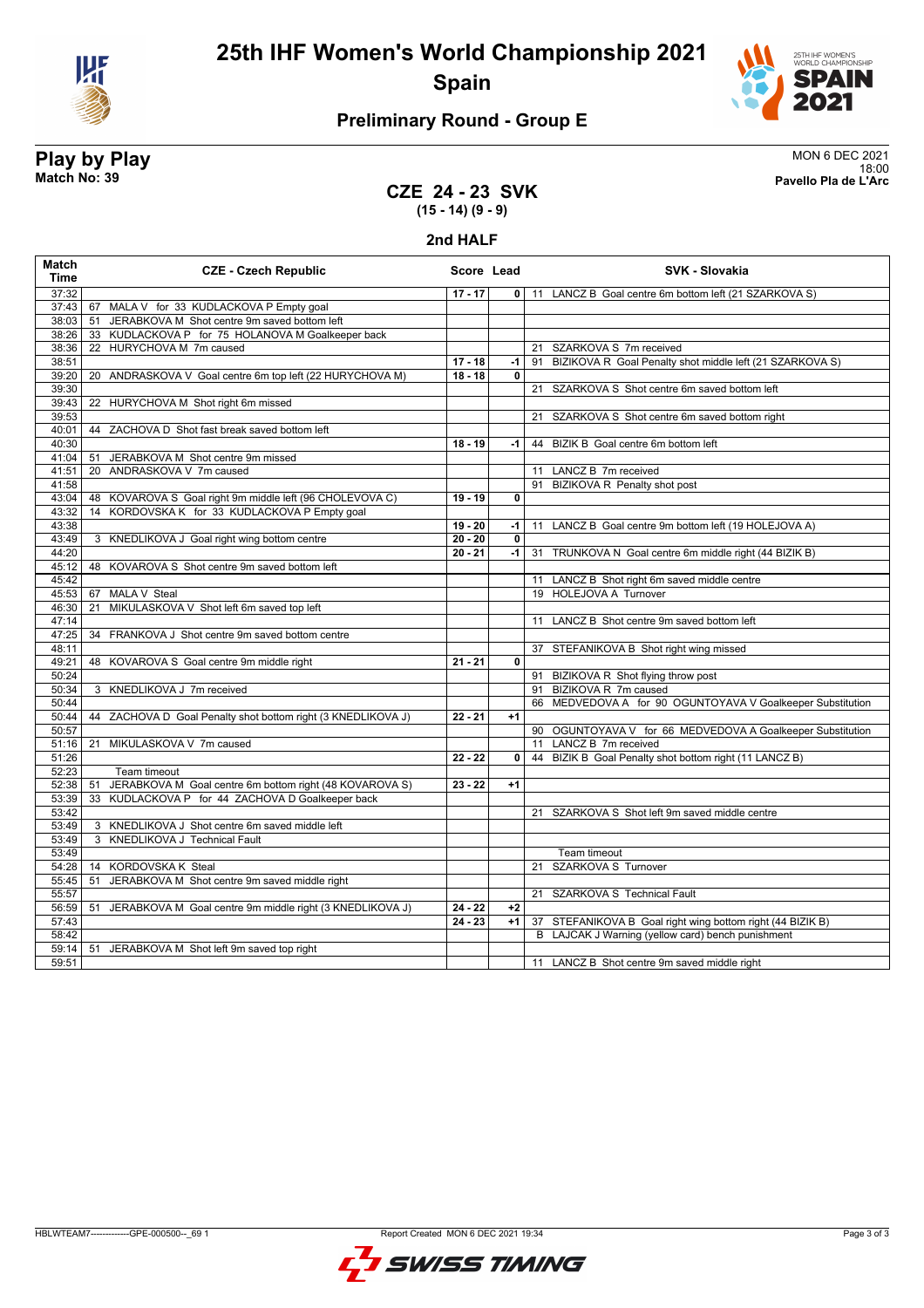# 25th IHF Women's World Championship 2021

## Spain

### Preliminary Round - Group E

**Play by Play**
**Match No: 39**

MON 6 DEC 2021
18:00
**Pavello Pla de L'Arc**

## CZE 24 - 23 SVK
**(15 - 14) (9 - 9)**

### 2nd HALF

| Match Time | CZE - Czech Republic | Score | Lead | SVK - Slovakia |
|---|---|---|---|---|
| 37:32 | | 17 - 17 | 0 | 11 LANCZ B Goal centre 6m bottom left (21 SZARKOVA S) |
| 37:43 | 67 MALA V for 33 KUDLACKOVA P Empty goal | | | |
| 38:03 | 51 JERABKOVA M Shot centre 9m saved bottom left | | | |
| 38:26 | 33 KUDLACKOVA P for 75 HOLANOVA M Goalkeeper back | | | |
| 38:36 | 22 HURYCHOVA M 7m caused | | | 21 SZARKOVA S 7m received |
| 38:51 | | 17 - 18 | -1 | 91 BIZIKOVA R Goal Penalty shot middle left (21 SZARKOVA S) |
| 39:20 | 20 ANDRASKOVA V Goal centre 6m top left (22 HURYCHOVA M) | 18 - 18 | 0 | |
| 39:30 | | | | 21 SZARKOVA S Shot centre 6m saved bottom left |
| 39:43 | 22 HURYCHOVA M Shot right 6m missed | | | |
| 39:53 | | | | 21 SZARKOVA S Shot centre 6m saved bottom right |
| 40:01 | 44 ZACHOVA D Shot fast break saved bottom left | | | |
| 40:30 | | 18 - 19 | -1 | 44 BIZIK B Goal centre 6m bottom left |
| 41:04 | 51 JERABKOVA M Shot centre 9m missed | | | |
| 41:51 | 20 ANDRASKOVA V 7m caused | | | 11 LANCZ B 7m received |
| 41:58 | | | | 91 BIZIKOVA R Penalty shot post |
| 43:04 | 48 KOVAROVA S Goal right 9m middle left (96 CHOLEVOVA C) | 19 - 19 | 0 | |
| 43:32 | 14 KORDOVSKA K for 33 KUDLACKOVA P Empty goal | | | |
| 43:38 | | 19 - 20 | -1 | 11 LANCZ B Goal centre 9m bottom left (19 HOLEJOVA A) |
| 43:49 | 3 KNEDLIKOVA J Goal right wing bottom centre | 20 - 20 | 0 | |
| 44:20 | | 20 - 21 | -1 | 31 TRUNKOVA N Goal centre 6m middle right (44 BIZIK B) |
| 45:12 | 48 KOVAROVA S Shot centre 9m saved bottom left | | | |
| 45:42 | | | | 11 LANCZ B Shot right 6m saved middle centre |
| 45:53 | 67 MALA V Steal | | | 19 HOLEJOVA A Turnover |
| 46:30 | 21 MIKULASKOVA V Shot left 6m saved top left | | | |
| 47:14 | | | | 11 LANCZ B Shot centre 9m saved bottom left |
| 47:25 | 34 FRANKOVA J Shot centre 9m saved bottom centre | | | |
| 48:11 | | | | 37 STEFANIKOVA B Shot right wing missed |
| 49:21 | 48 KOVAROVA S Goal centre 9m middle right | 21 - 21 | 0 | |
| 50:24 | | | | 91 BIZIKOVA R Shot flying throw post |
| 50:34 | 3 KNEDLIKOVA J 7m received | | | 91 BIZIKOVA R 7m caused |
| 50:44 | | | | 66 MEDVEDOVA A for 90 OGUNTOYAVA V Goalkeeper Substitution |
| 50:44 | 44 ZACHOVA D Goal Penalty shot bottom right (3 KNEDLIKOVA J) | 22 - 21 | +1 | |
| 50:57 | | | | 90 OGUNTOYAVA V for 66 MEDVEDOVA A Goalkeeper Substitution |
| 51:16 | 21 MIKULASKOVA V 7m caused | | | 11 LANCZ B 7m received |
| 51:26 | | 22 - 22 | 0 | 44 BIZIK B Goal Penalty shot bottom right (11 LANCZ B) |
| 52:23 | Team timeout | | | |
| 52:38 | 51 JERABKOVA M Goal centre 6m bottom right (48 KOVAROVA S) | 23 - 22 | +1 | |
| 53:39 | 33 KUDLACKOVA P for 44 ZACHOVA D Goalkeeper back | | | |
| 53:42 | | | | 21 SZARKOVA S Shot left 9m saved middle centre |
| 53:49 | 3 KNEDLIKOVA J Shot centre 6m saved middle left | | | |
| 53:49 | 3 KNEDLIKOVA J Technical Fault | | | |
| 53:49 | | | | Team timeout |
| 54:28 | 14 KORDOVSKA K Steal | | | 21 SZARKOVA S Turnover |
| 55:45 | 51 JERABKOVA M Shot centre 9m saved middle right | | | |
| 55:57 | | | | 21 SZARKOVA S Technical Fault |
| 56:59 | 51 JERABKOVA M Goal centre 9m middle right (3 KNEDLIKOVA J) | 24 - 22 | +2 | |
| 57:43 | | 24 - 23 | +1 | 37 STEFANIKOVA B Goal right wing bottom right (44 BIZIK B) |
| 58:42 | | | | B LAJCAK J Warning (yellow card) bench punishment |
| 59:14 | 51 JERABKOVA M Shot left 9m saved top right | | | |
| 59:51 | | | | 11 LANCZ B Shot centre 9m saved middle right |

HBLWTEAM7--------------GPE-000500--_69 1 Report Created MON 6 DEC 2021 19:34